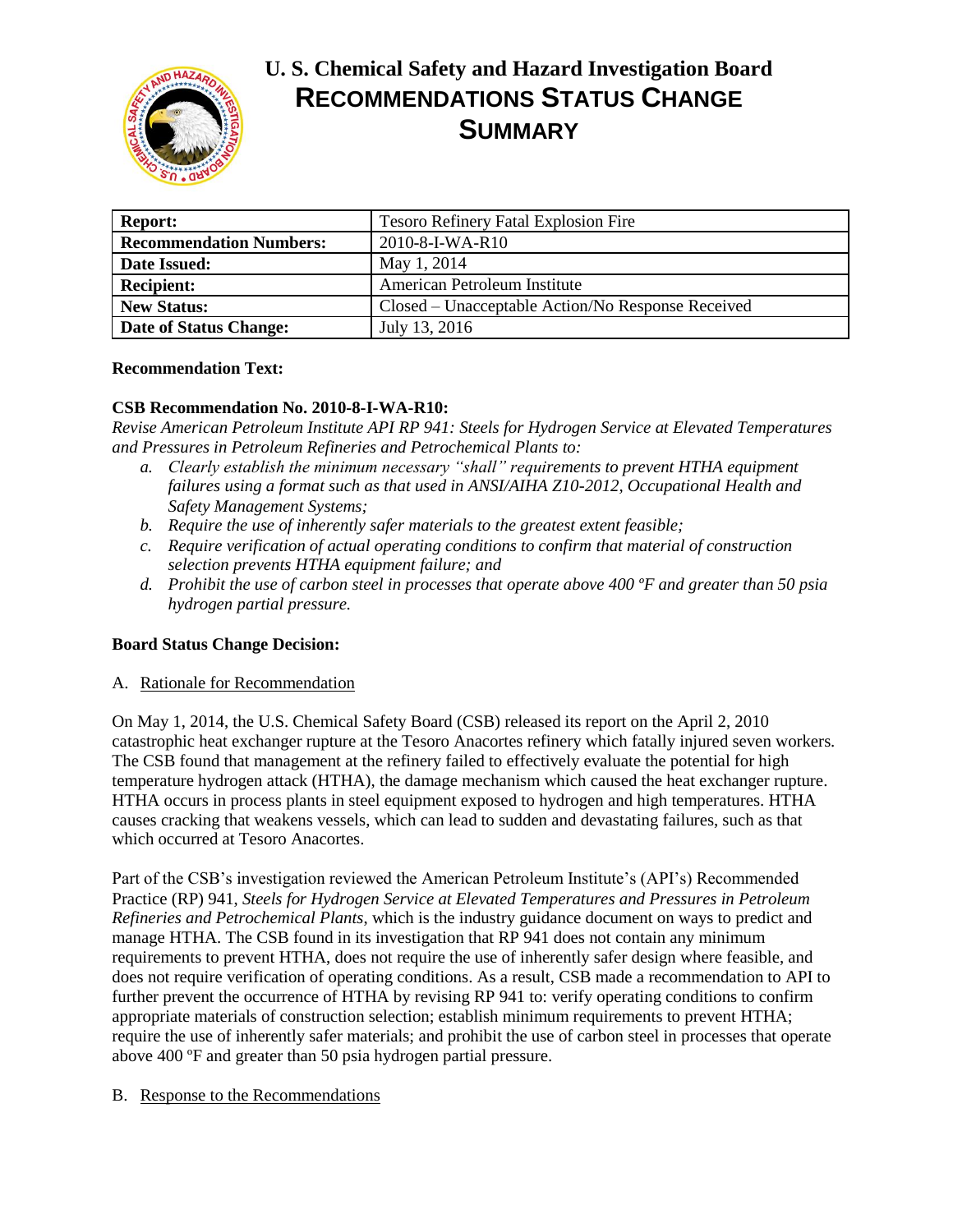# U. S. Chemical Safety and Hazard Investigation Board
# RECOMMENDATIONS STATUS CHANGE SUMMARY

| **Report:** | Tesoro Refinery Fatal Explosion Fire |
|---|---|
| **Recommendation Numbers:** | 2010-8-I-WA-R10 |
| **Date Issued:** | May 1, 2014 |
| **Recipient:** | American Petroleum Institute |
| **New Status:** | Closed – Unacceptable Action/No Response Received |
| **Date of Status Change:** | July 13, 2016 |

**Recommendation Text:**

**CSB Recommendation No. 2010-8-I-WA-R10:**
*Revise American Petroleum Institute API RP 941: Steels for Hydrogen Service at Elevated Temperatures and Pressures in Petroleum Refineries and Petrochemical Plants to:*

a. *Clearly establish the minimum necessary "shall" requirements to prevent HTHA equipment failures using a format such as that used in ANSI/AIHA Z10-2012, Occupational Health and Safety Management Systems;*
b. *Require the use of inherently safer materials to the greatest extent feasible;*
c. *Require verification of actual operating conditions to confirm that material of construction selection prevents HTHA equipment failure; and*
d. *Prohibit the use of carbon steel in processes that operate above 400 ºF and greater than 50 psia hydrogen partial pressure.*

**Board Status Change Decision:**

A. Rationale for Recommendation

On May 1, 2014, the U.S. Chemical Safety Board (CSB) released its report on the April 2, 2010 catastrophic heat exchanger rupture at the Tesoro Anacortes refinery which fatally injured seven workers. The CSB found that management at the refinery failed to effectively evaluate the potential for high temperature hydrogen attack (HTHA), the damage mechanism which caused the heat exchanger rupture. HTHA occurs in process plants in steel equipment exposed to hydrogen and high temperatures. HTHA causes cracking that weakens vessels, which can lead to sudden and devastating failures, such as that which occurred at Tesoro Anacortes.

Part of the CSB's investigation reviewed the American Petroleum Institute's (API's) Recommended Practice (RP) 941, *Steels for Hydrogen Service at Elevated Temperatures and Pressures in Petroleum Refineries and Petrochemical Plants*, which is the industry guidance document on ways to predict and manage HTHA. The CSB found in its investigation that RP 941 does not contain any minimum requirements to prevent HTHA, does not require the use of inherently safer design where feasible, and does not require verification of operating conditions. As a result, CSB made a recommendation to API to further prevent the occurrence of HTHA by revising RP 941 to: verify operating conditions to confirm appropriate materials of construction selection; establish minimum requirements to prevent HTHA; require the use of inherently safer materials; and prohibit the use of carbon steel in processes that operate above 400 ºF and greater than 50 psia hydrogen partial pressure.

B. Response to the Recommendations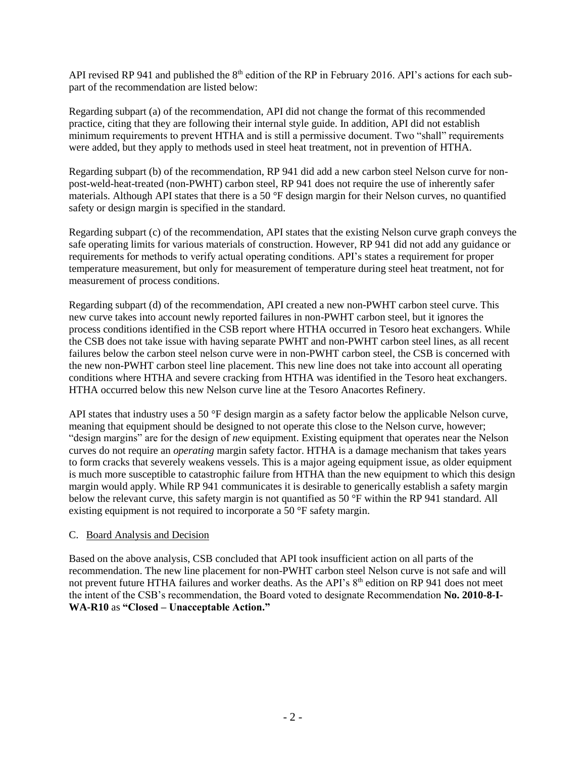API revised RP 941 and published the 8th edition of the RP in February 2016. API's actions for each sub-part of the recommendation are listed below:

Regarding subpart (a) of the recommendation, API did not change the format of this recommended practice, citing that they are following their internal style guide. In addition, API did not establish minimum requirements to prevent HTHA and is still a permissive document. Two "shall" requirements were added, but they apply to methods used in steel heat treatment, not in prevention of HTHA.

Regarding subpart (b) of the recommendation, RP 941 did add a new carbon steel Nelson curve for non-post-weld-heat-treated (non-PWHT) carbon steel, RP 941 does not require the use of inherently safer materials. Although API states that there is a 50 °F design margin for their Nelson curves, no quantified safety or design margin is specified in the standard.

Regarding subpart (c) of the recommendation, API states that the existing Nelson curve graph conveys the safe operating limits for various materials of construction. However, RP 941 did not add any guidance or requirements for methods to verify actual operating conditions. API's states a requirement for proper temperature measurement, but only for measurement of temperature during steel heat treatment, not for measurement of process conditions.

Regarding subpart (d) of the recommendation, API created a new non-PWHT carbon steel curve. This new curve takes into account newly reported failures in non-PWHT carbon steel, but it ignores the process conditions identified in the CSB report where HTHA occurred in Tesoro heat exchangers. While the CSB does not take issue with having separate PWHT and non-PWHT carbon steel lines, as all recent failures below the carbon steel nelson curve were in non-PWHT carbon steel, the CSB is concerned with the new non-PWHT carbon steel line placement. This new line does not take into account all operating conditions where HTHA and severe cracking from HTHA was identified in the Tesoro heat exchangers. HTHA occurred below this new Nelson curve line at the Tesoro Anacortes Refinery.

API states that industry uses a 50 °F design margin as a safety factor below the applicable Nelson curve, meaning that equipment should be designed to not operate this close to the Nelson curve, however; "design margins" are for the design of *new* equipment. Existing equipment that operates near the Nelson curves do not require an *operating* margin safety factor. HTHA is a damage mechanism that takes years to form cracks that severely weakens vessels. This is a major ageing equipment issue, as older equipment is much more susceptible to catastrophic failure from HTHA than the new equipment to which this design margin would apply. While RP 941 communicates it is desirable to generically establish a safety margin below the relevant curve, this safety margin is not quantified as 50 °F within the RP 941 standard. All existing equipment is not required to incorporate a 50 °F safety margin.

C. Board Analysis and Decision

Based on the above analysis, CSB concluded that API took insufficient action on all parts of the recommendation. The new line placement for non-PWHT carbon steel Nelson curve is not safe and will not prevent future HTHA failures and worker deaths. As the API's 8th edition on RP 941 does not meet the intent of the CSB's recommendation, the Board voted to designate Recommendation **No. 2010-8-I-WA-R10** as **"Closed – Unacceptable Action."**